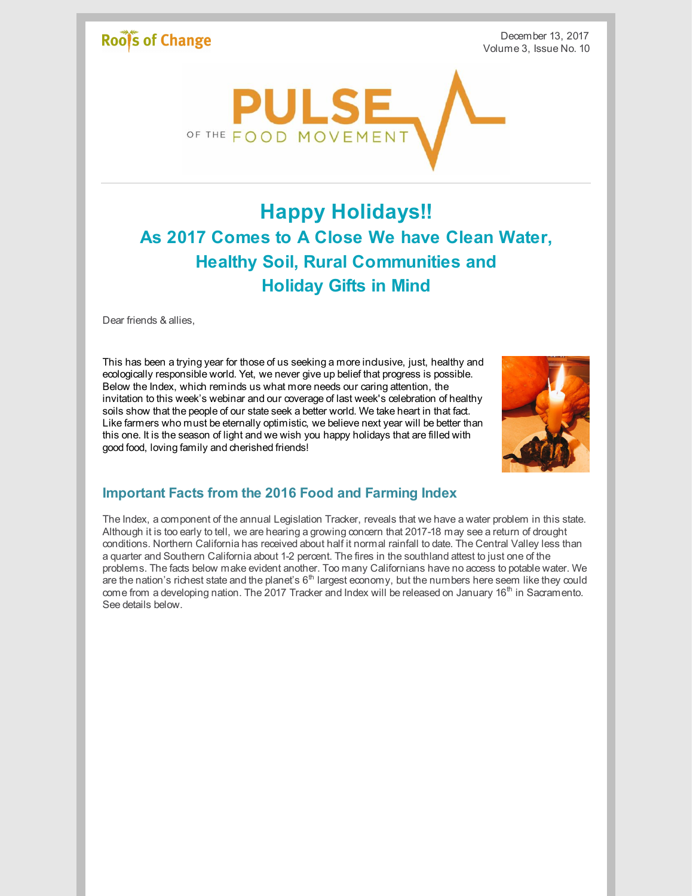Roots of Change

December 13, 2017
Volume 3, Issue No. 10

# PULSE OF THE FOOD MOVEMENT

## Happy Holidays!!
## As 2017 Comes to A Close We have Clean Water, Healthy Soil, Rural Communities and Holiday Gifts in Mind

Dear friends & allies,

This has been a trying year for those of us seeking a more inclusive, just, healthy and ecologically responsible world. Yet, we never give up belief that progress is possible. Below the Index, which reminds us what more needs our caring attention, the invitation to this week's webinar and our coverage of last week's celebration of healthy soils show that the people of our state seek a better world. We take heart in that fact. Like farmers who must be eternally optimistic, we believe next year will be better than this one. It is the season of light and we wish you happy holidays that are filled with good food, loving family and cherished friends!

### Important Facts from the 2016 Food and Farming Index

The Index, a component of the annual Legislation Tracker, reveals that we have a water problem in this state. Although it is too early to tell, we are hearing a growing concern that 2017-18 may see a return of drought conditions. Northern California has received about half it normal rainfall to date. The Central Valley less than a quarter and Southern California about 1-2 percent. The fires in the southland attest to just one of the problems. The facts below make evident another. Too many Californians have no access to potable water. We are the nation's richest state and the planet's 6th largest economy, but the numbers here seem like they could come from a developing nation. The 2017 Tracker and Index will be released on January 16th in Sacramento. See details below.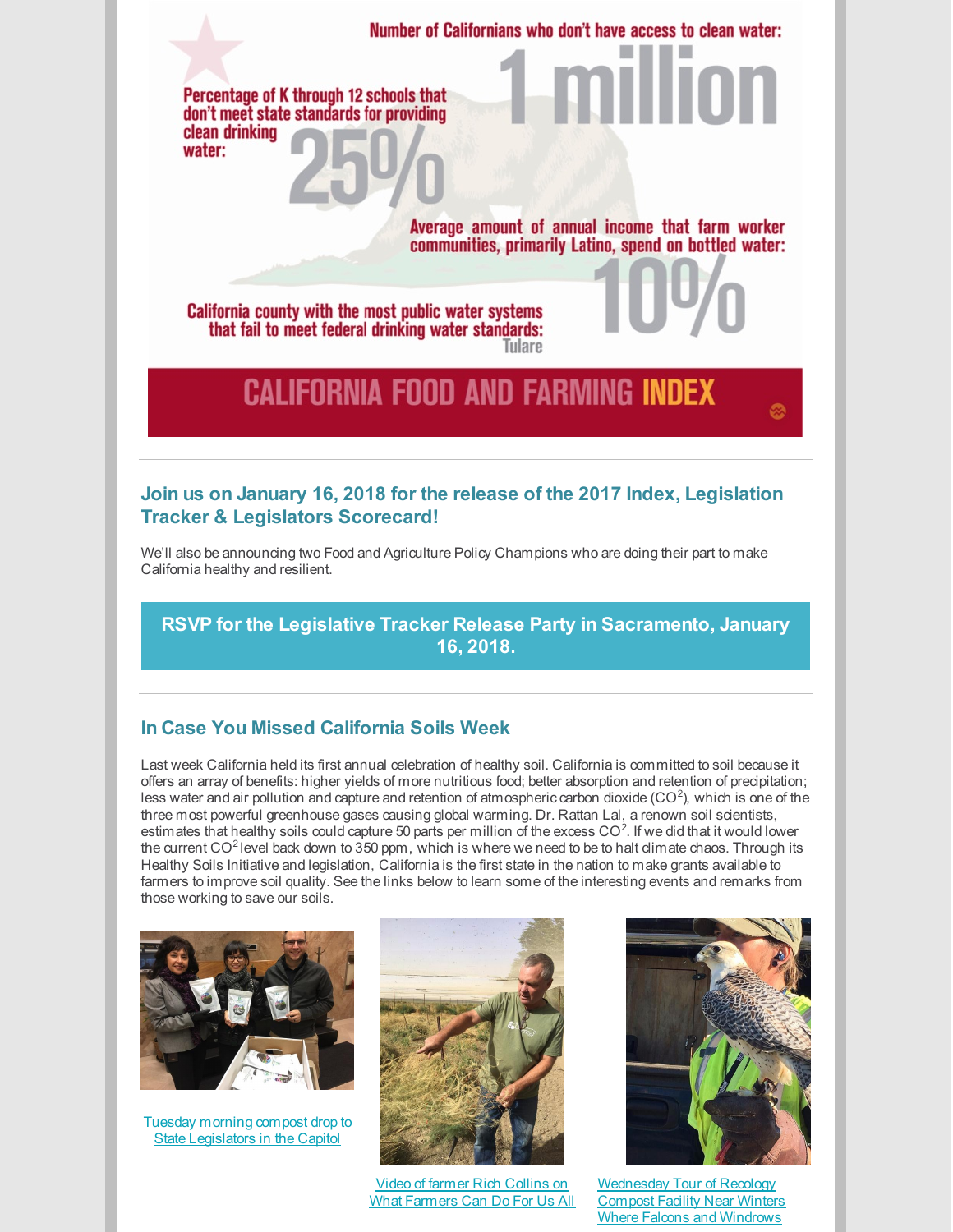Number of Californians who don't have access to clean water: **1 million**

Percentage of K through 12 schools that don't meet state standards for providing clean drinking water: **25%**

Average amount of annual income that farm worker communities, primarily Latino, spend on bottled water: **10%**

California county with the most public water systems that fail to meet federal drinking water standards: Tulare

**CALIFORNIA FOOD AND FARMING INDEX**

---

## Join us on January 16, 2018 for the release of the 2017 Index, Legislation Tracker & Legislators Scorecard!

We'll also be announcing two Food and Agriculture Policy Champions who are doing their part to make California healthy and resilient.

**RSVP for the Legislative Tracker Release Party in Sacramento, January 16, 2018.**

---

## In Case You Missed California Soils Week

Last week California held its first annual celebration of healthy soil. California is committed to soil because it offers an array of benefits: higher yields of more nutritious food; better absorption and retention of precipitation; less water and air pollution and capture and retention of atmospheric carbon dioxide ($CO^2$), which is one of the three most powerful greenhouse gases causing global warming. Dr. Rattan Lal, a renown soil scientists, estimates that healthy soils could capture 50 parts per million of the excess $CO^2$. If we did that it would lower the current $CO^2$ level back down to 350 ppm, which is where we need to be to halt climate chaos. Through its Healthy Soils Initiative and legislation, California is the first state in the nation to make grants available to farmers to improve soil quality. See the links below to learn some of the interesting events and remarks from those working to save our soils.

Tuesday morning compost drop to State Legislators in the Capitol

Video of farmer Rich Collins on What Farmers Can Do For Us All

Wednesday Tour of Recology Compost Facility Near Winters Where Falcons and Windrows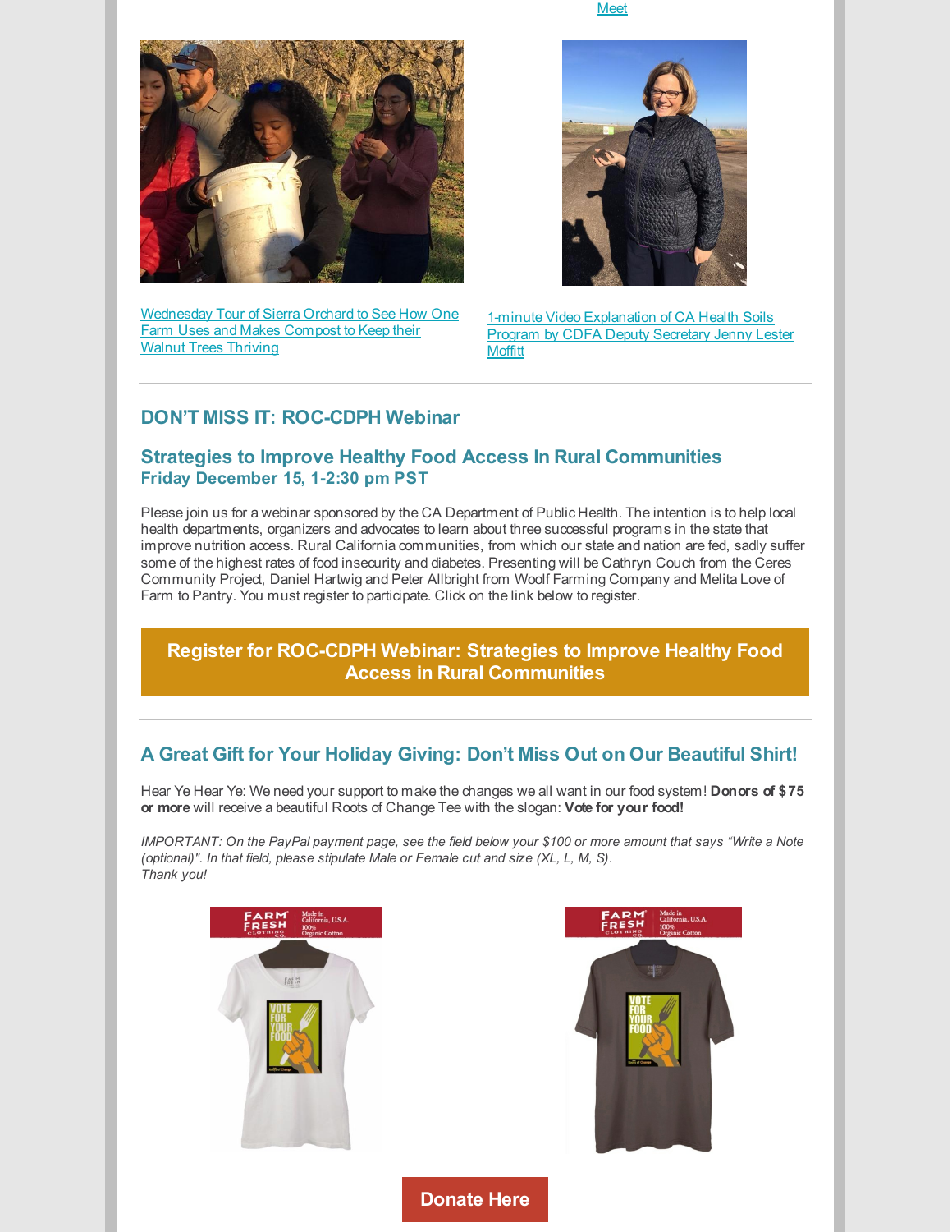Meet

Wednesday Tour of Sierra Orchard to See How One Farm Uses and Makes Compost to Keep their Walnut Trees Thriving

1-minute Video Explanation of CA Health Soils Program by CDFA Deputy Secretary Jenny Lester Moffitt

---

## DON'T MISS IT: ROC-CDPH Webinar

### Strategies to Improve Healthy Food Access In Rural Communities
### Friday December 15, 1-2:30 pm PST

Please join us for a webinar sponsored by the CA Department of Public Health. The intention is to help local health departments, organizers and advocates to learn about three successful programs in the state that improve nutrition access. Rural California communities, from which our state and nation are fed, sadly suffer some of the highest rates of food insecurity and diabetes. Presenting will be Cathryn Couch from the Ceres Community Project, Daniel Hartwig and Peter Allbright from Woolf Farming Company and Melita Love of Farm to Pantry. You must register to participate. Click on the link below to register.

**Register for ROC-CDPH Webinar: Strategies to Improve Healthy Food Access in Rural Communities**

---

## A Great Gift for Your Holiday Giving: Don't Miss Out on Our Beautiful Shirt!

Hear Ye Hear Ye: We need your support to make the changes we all want in our food system! **Donors of $75 or more** will receive a beautiful Roots of Change Tee with the slogan: **Vote for your food!**

*IMPORTANT: On the PayPal payment page, see the field below your $100 or more amount that says "Write a Note (optional)". In that field, please stipulate Male or Female cut and size (XL, L, M, S).*
*Thank you!*

**Donate Here**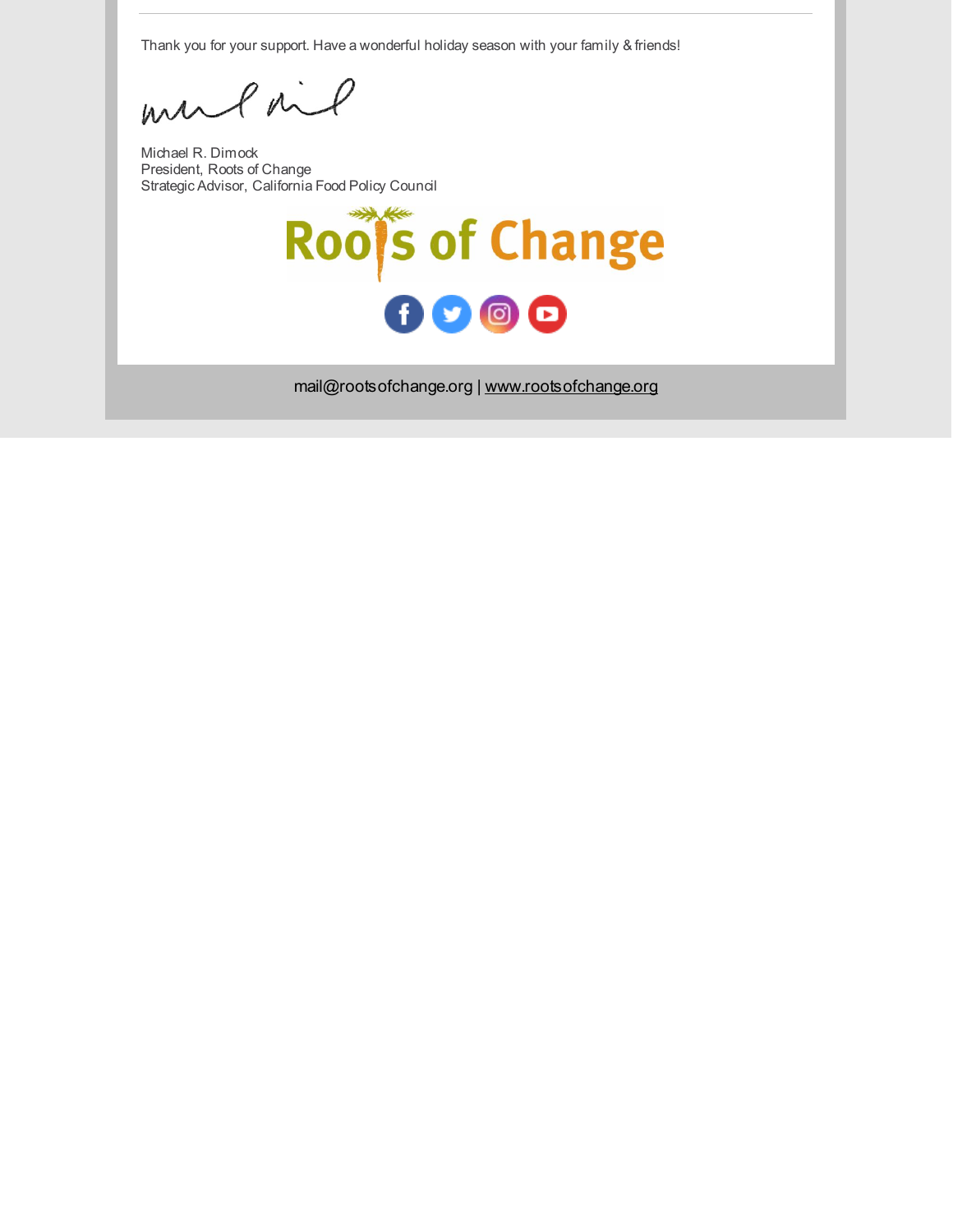Thank you for your support. Have a wonderful holiday season with your family & friends!

Michael R. Dimock
President, Roots of Change
Strategic Advisor, California Food Policy Council

mail@rootsofchange.org | www.rootsofchange.org